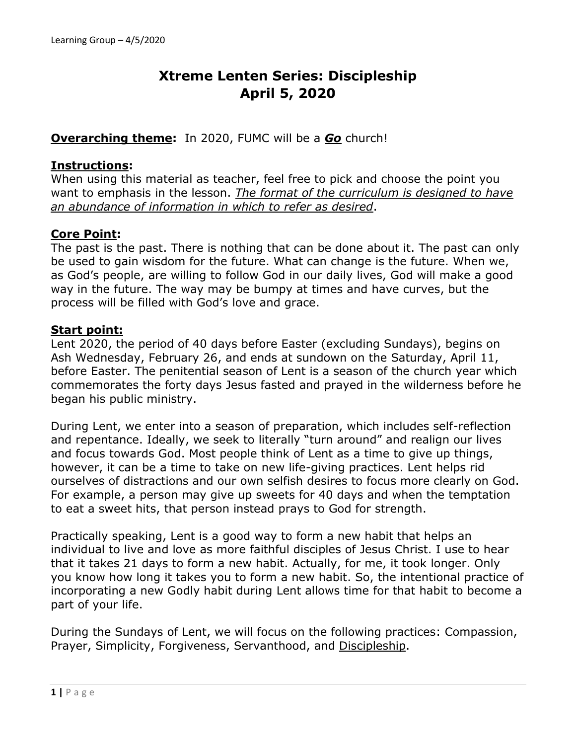# Xtreme Lenten Series: Discipleship
# April 5, 2020

**<u>Overarching theme</u>:** In 2020, FUMC will be a ***<u>Go</u>*** church!

**<u>Instructions</u>:**
When using this material as teacher, feel free to pick and choose the point you want to emphasis in the lesson. *<u>The format of the curriculum is designed to have an abundance of information in which to refer as desired</u>*.

**<u>Core Point</u>:**
The past is the past. There is nothing that can be done about it. The past can only be used to gain wisdom for the future. What can change is the future. When we, as God's people, are willing to follow God in our daily lives, God will make a good way in the future. The way may be bumpy at times and have curves, but the process will be filled with God's love and grace.

**<u>Start point:</u>**
Lent 2020, the period of 40 days before Easter (excluding Sundays), begins on Ash Wednesday, February 26, and ends at sundown on the Saturday, April 11, before Easter. The penitential season of Lent is a season of the church year which commemorates the forty days Jesus fasted and prayed in the wilderness before he began his public ministry.

During Lent, we enter into a season of preparation, which includes self-reflection and repentance. Ideally, we seek to literally "turn around" and realign our lives and focus towards God. Most people think of Lent as a time to give up things, however, it can be a time to take on new life-giving practices. Lent helps rid ourselves of distractions and our own selfish desires to focus more clearly on God. For example, a person may give up sweets for 40 days and when the temptation to eat a sweet hits, that person instead prays to God for strength.

Practically speaking, Lent is a good way to form a new habit that helps an individual to live and love as more faithful disciples of Jesus Christ. I use to hear that it takes 21 days to form a new habit. Actually, for me, it took longer. Only you know how long it takes you to form a new habit. So, the intentional practice of incorporating a new Godly habit during Lent allows time for that habit to become a part of your life.

During the Sundays of Lent, we will focus on the following practices: Compassion, Prayer, Simplicity, Forgiveness, Servanthood, and <u>Discipleship</u>.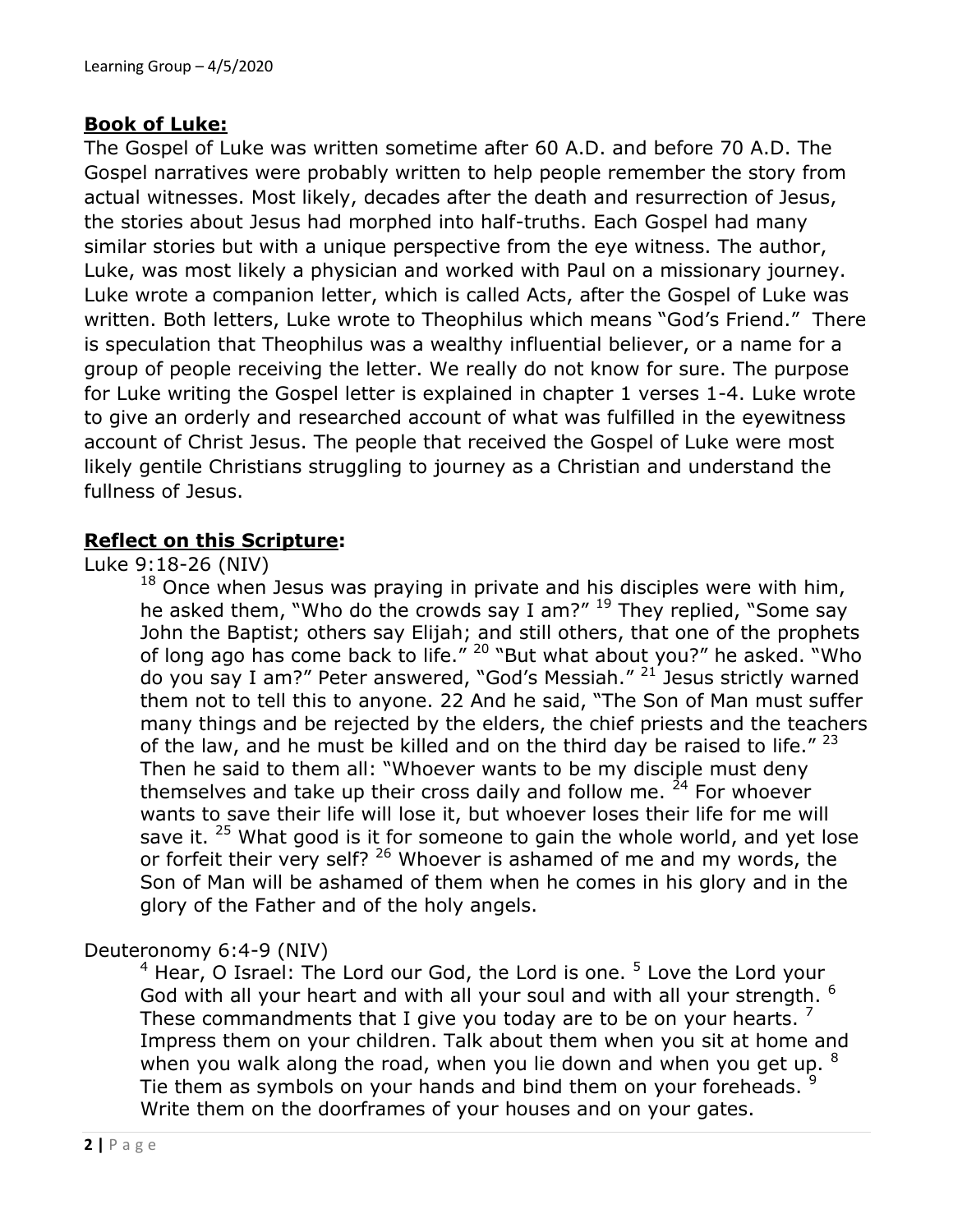## **Book of Luke:**

The Gospel of Luke was written sometime after 60 A.D. and before 70 A.D. The Gospel narratives were probably written to help people remember the story from actual witnesses. Most likely, decades after the death and resurrection of Jesus, the stories about Jesus had morphed into half-truths. Each Gospel had many similar stories but with a unique perspective from the eye witness. The author, Luke, was most likely a physician and worked with Paul on a missionary journey. Luke wrote a companion letter, which is called Acts, after the Gospel of Luke was written. Both letters, Luke wrote to Theophilus which means "God's Friend." There is speculation that Theophilus was a wealthy influential believer, or a name for a group of people receiving the letter. We really do not know for sure. The purpose for Luke writing the Gospel letter is explained in chapter 1 verses 1-4. Luke wrote to give an orderly and researched account of what was fulfilled in the eyewitness account of Christ Jesus. The people that received the Gospel of Luke were most likely gentile Christians struggling to journey as a Christian and understand the fullness of Jesus.

## **Reflect on this Scripture:**

Luke 9:18-26 (NIV)

> [18] Once when Jesus was praying in private and his disciples were with him, he asked them, "Who do the crowds say I am?" [19] They replied, "Some say John the Baptist; others say Elijah; and still others, that one of the prophets of long ago has come back to life." [20] "But what about you?" he asked. "Who do you say I am?" Peter answered, "God's Messiah." [21] Jesus strictly warned them not to tell this to anyone. 22 And he said, "The Son of Man must suffer many things and be rejected by the elders, the chief priests and the teachers of the law, and he must be killed and on the third day be raised to life." [23] Then he said to them all: "Whoever wants to be my disciple must deny themselves and take up their cross daily and follow me. [24] For whoever wants to save their life will lose it, but whoever loses their life for me will save it. [25] What good is it for someone to gain the whole world, and yet lose or forfeit their very self? [26] Whoever is ashamed of me and my words, the Son of Man will be ashamed of them when he comes in his glory and in the glory of the Father and of the holy angels.

Deuteronomy 6:4-9 (NIV)

> [4] Hear, O Israel: The Lord our God, the Lord is one. [5] Love the Lord your God with all your heart and with all your soul and with all your strength. [6] These commandments that I give you today are to be on your hearts. [7] Impress them on your children. Talk about them when you sit at home and when you walk along the road, when you lie down and when you get up. [8] Tie them as symbols on your hands and bind them on your foreheads. [9] Write them on the doorframes of your houses and on your gates.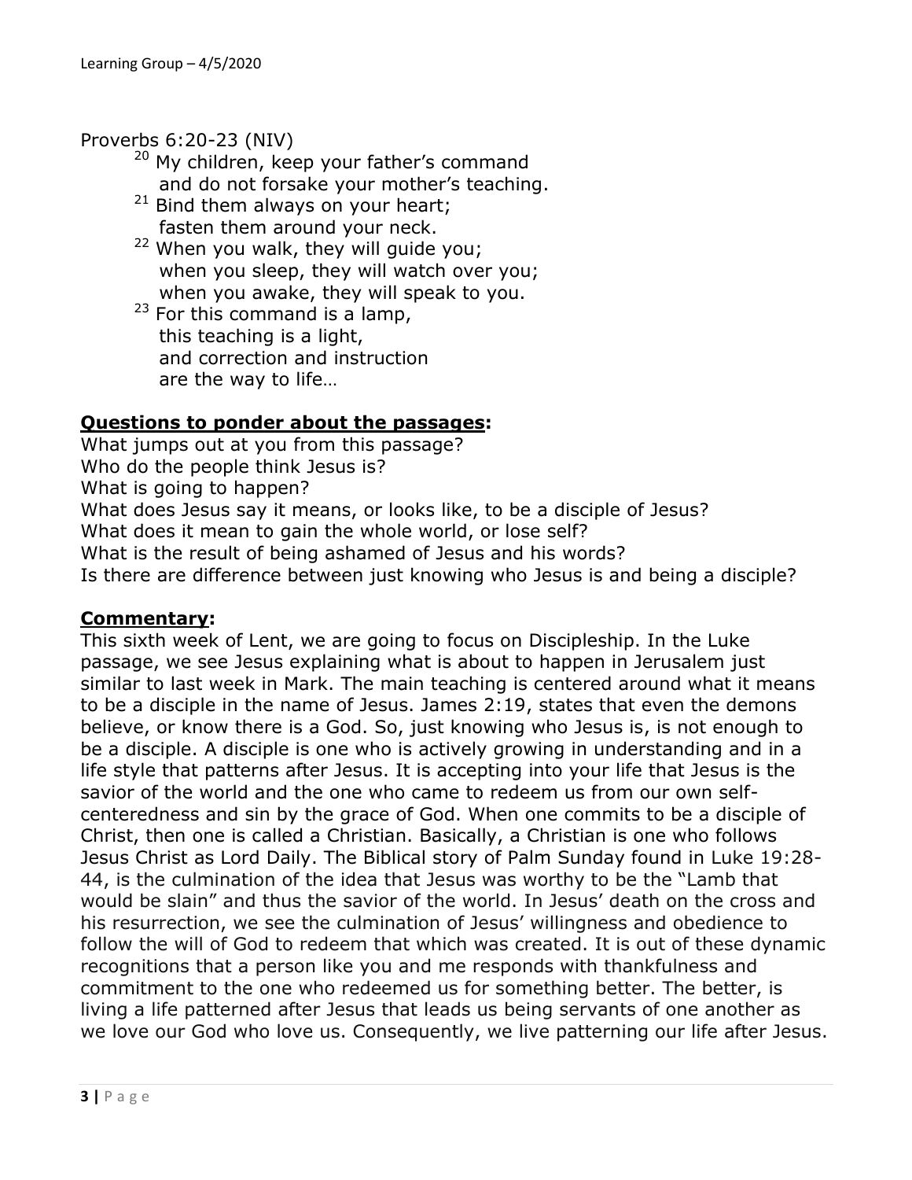Proverbs 6:20-23 (NIV)

> [20] My children, keep your father's command
> and do not forsake your mother's teaching.
> [21] Bind them always on your heart;
> fasten them around your neck.
> [22] When you walk, they will guide you;
> when you sleep, they will watch over you;
> when you awake, they will speak to you.
> [23] For this command is a lamp,
> this teaching is a light,
> and correction and instruction
> are the way to life…

## **Questions to ponder about the passages:**

What jumps out at you from this passage?
Who do the people think Jesus is?
What is going to happen?
What does Jesus say it means, or looks like, to be a disciple of Jesus?
What does it mean to gain the whole world, or lose self?
What is the result of being ashamed of Jesus and his words?
Is there are difference between just knowing who Jesus is and being a disciple?

## **Commentary:**

This sixth week of Lent, we are going to focus on Discipleship. In the Luke passage, we see Jesus explaining what is about to happen in Jerusalem just similar to last week in Mark. The main teaching is centered around what it means to be a disciple in the name of Jesus. James 2:19, states that even the demons believe, or know there is a God. So, just knowing who Jesus is, is not enough to be a disciple. A disciple is one who is actively growing in understanding and in a life style that patterns after Jesus. It is accepting into your life that Jesus is the savior of the world and the one who came to redeem us from our own self-centeredness and sin by the grace of God. When one commits to be a disciple of Christ, then one is called a Christian. Basically, a Christian is one who follows Jesus Christ as Lord Daily. The Biblical story of Palm Sunday found in Luke 19:28-44, is the culmination of the idea that Jesus was worthy to be the "Lamb that would be slain" and thus the savior of the world. In Jesus' death on the cross and his resurrection, we see the culmination of Jesus' willingness and obedience to follow the will of God to redeem that which was created. It is out of these dynamic recognitions that a person like you and me responds with thankfulness and commitment to the one who redeemed us for something better. The better, is living a life patterned after Jesus that leads us being servants of one another as we love our God who love us. Consequently, we live patterning our life after Jesus.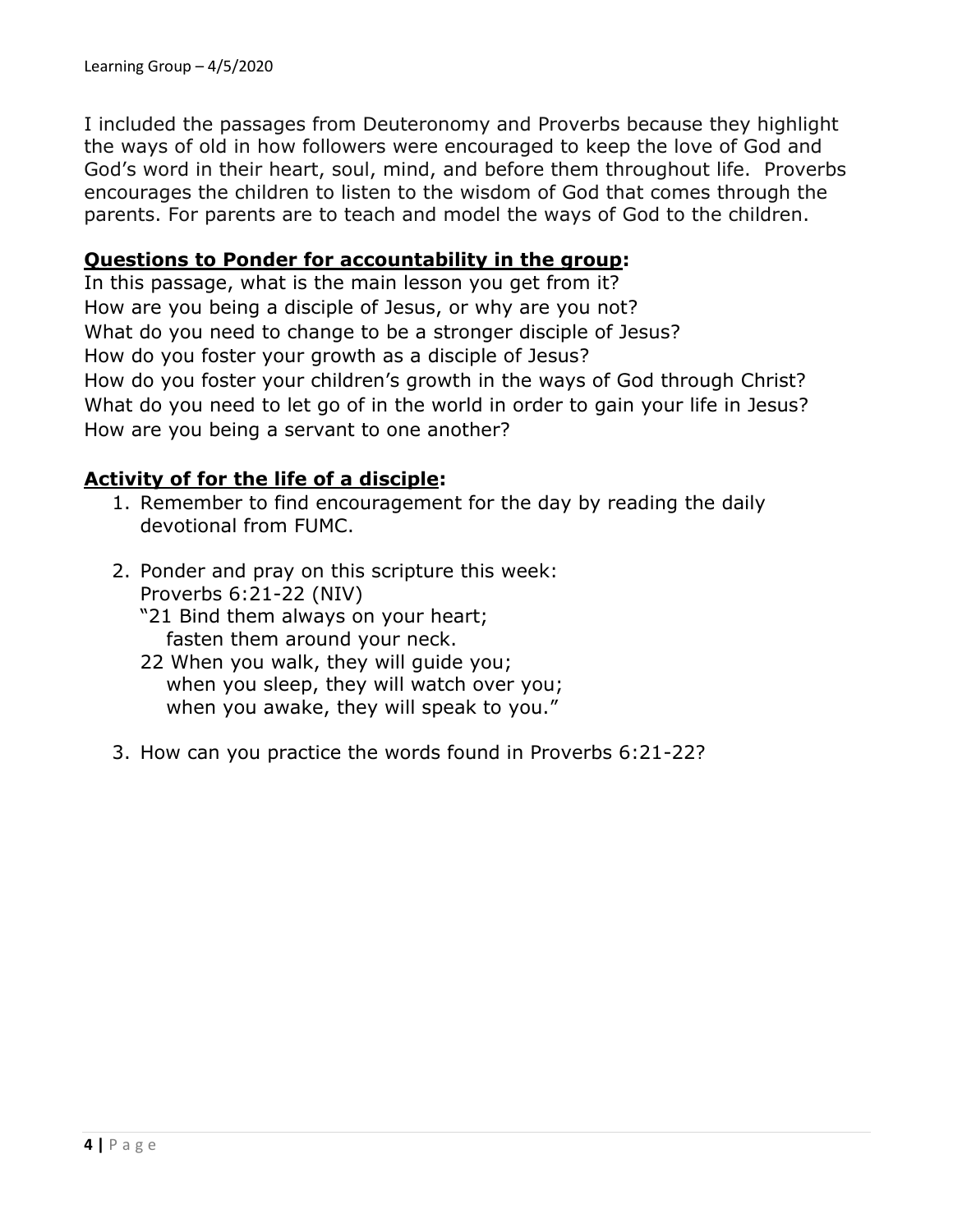I included the passages from Deuteronomy and Proverbs because they highlight the ways of old in how followers were encouraged to keep the love of God and God's word in their heart, soul, mind, and before them throughout life. Proverbs encourages the children to listen to the wisdom of God that comes through the parents. For parents are to teach and model the ways of God to the children.

**Questions to Ponder for accountability in the group:**

In this passage, what is the main lesson you get from it?
How are you being a disciple of Jesus, or why are you not?
What do you need to change to be a stronger disciple of Jesus?
How do you foster your growth as a disciple of Jesus?
How do you foster your children's growth in the ways of God through Christ?
What do you need to let go of in the world in order to gain your life in Jesus?
How are you being a servant to one another?

**Activity of for the life of a disciple:**

1. Remember to find encouragement for the day by reading the daily devotional from FUMC.

2. Ponder and pray on this scripture this week:
   Proverbs 6:21-22 (NIV)
   "21 Bind them always on your heart;
   fasten them around your neck.
   22 When you walk, they will guide you;
   when you sleep, they will watch over you;
   when you awake, they will speak to you."

3. How can you practice the words found in Proverbs 6:21-22?